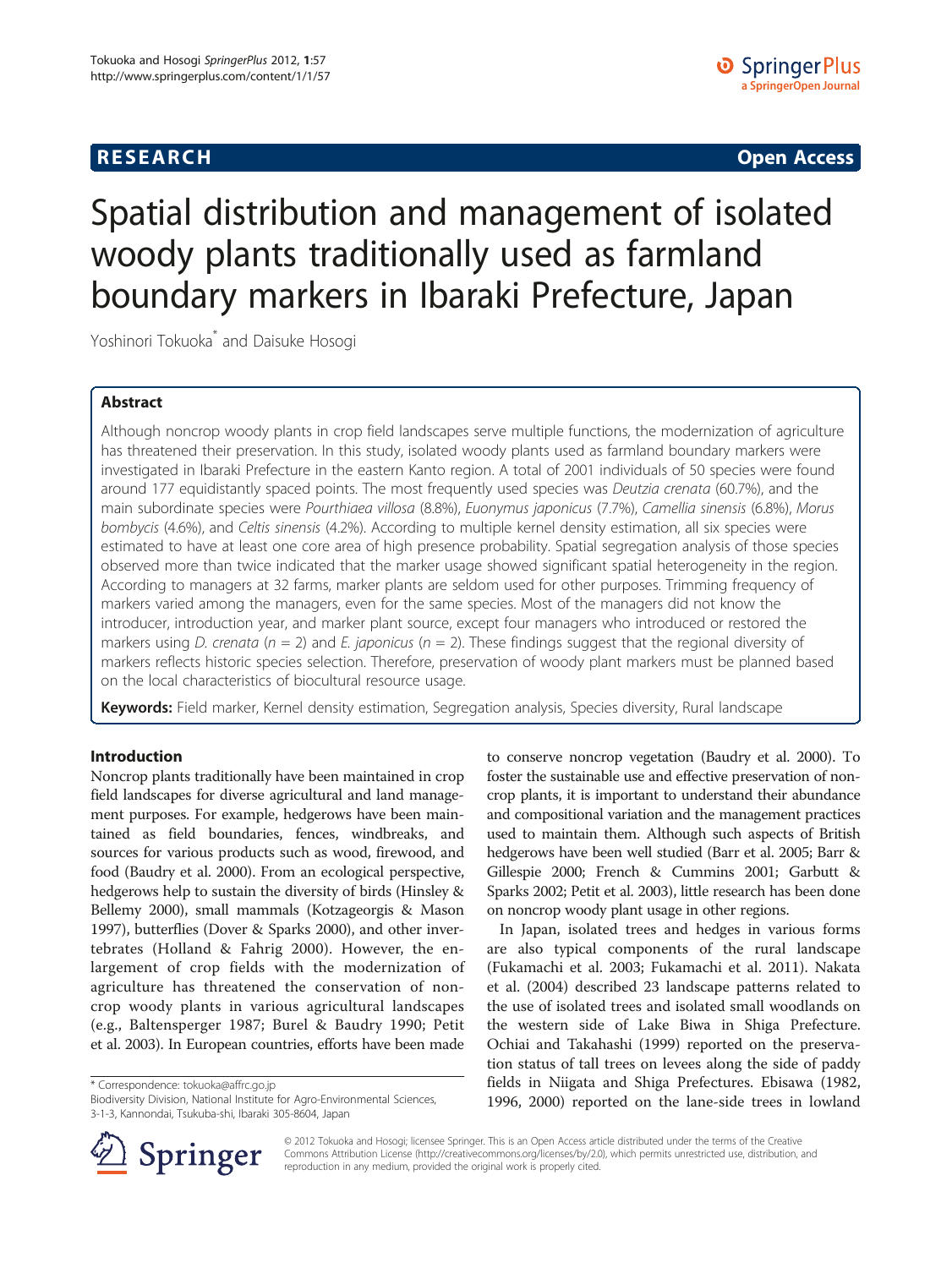**RESEARCH** **Open Access**

# Spatial distribution and management of isolated woody plants traditionally used as farmland boundary markers in Ibaraki Prefecture, Japan

Yoshinori Tokuoka* and Daisuke Hosogi

## Abstract

Although noncrop woody plants in crop field landscapes serve multiple functions, the modernization of agriculture has threatened their preservation. In this study, isolated woody plants used as farmland boundary markers were investigated in Ibaraki Prefecture in the eastern Kanto region. A total of 2001 individuals of 50 species were found around 177 equidistantly spaced points. The most frequently used species was *Deutzia crenata* (60.7%), and the main subordinate species were *Pourthiaea villosa* (8.8%), *Euonymus japonicus* (7.7%), *Camellia sinensis* (6.8%), *Morus bombycis* (4.6%), and *Celtis sinensis* (4.2%). According to multiple kernel density estimation, all six species were estimated to have at least one core area of high presence probability. Spatial segregation analysis of those species observed more than twice indicated that the marker usage showed significant spatial heterogeneity in the region. According to managers at 32 farms, marker plants are seldom used for other purposes. Trimming frequency of markers varied among the managers, even for the same species. Most of the managers did not know the introducer, introduction year, and marker plant source, except four managers who introduced or restored the markers using *D. crenata* ($n = 2$) and *E. japonicus* ($n = 2$). These findings suggest that the regional diversity of markers reflects historic species selection. Therefore, preservation of woody plant markers must be planned based on the local characteristics of biocultural resource usage.

**Keywords:** Field marker, Kernel density estimation, Segregation analysis, Species diversity, Rural landscape

## Introduction

Noncrop plants traditionally have been maintained in crop field landscapes for diverse agricultural and land management purposes. For example, hedgerows have been maintained as field boundaries, fences, windbreaks, and sources for various products such as wood, firewood, and food (Baudry et al. 2000). From an ecological perspective, hedgerows help to sustain the diversity of birds (Hinsley & Bellemy 2000), small mammals (Kotzageorgis & Mason 1997), butterflies (Dover & Sparks 2000), and other invertebrates (Holland & Fahrig 2000). However, the enlargement of crop fields with the modernization of agriculture has threatened the conservation of noncrop woody plants in various agricultural landscapes (e.g., Baltensperger 1987; Burel & Baudry 1990; Petit et al. 2003). In European countries, efforts have been made to conserve noncrop vegetation (Baudry et al. 2000). To foster the sustainable use and effective preservation of noncrop plants, it is important to understand their abundance and compositional variation and the management practices used to maintain them. Although such aspects of British hedgerows have been well studied (Barr et al. 2005; Barr & Gillespie 2000; French & Cummins 2001; Garbutt & Sparks 2002; Petit et al. 2003), little research has been done on noncrop woody plant usage in other regions.

In Japan, isolated trees and hedges in various forms are also typical components of the rural landscape (Fukamachi et al. 2003; Fukamachi et al. 2011). Nakata et al. (2004) described 23 landscape patterns related to the use of isolated trees and isolated small woodlands on the western side of Lake Biwa in Shiga Prefecture. Ochiai and Takahashi (1999) reported on the preservation status of tall trees on levees along the side of paddy fields in Niigata and Shiga Prefectures. Ebisawa (1982, 1996, 2000) reported on the lane-side trees in lowland

\* Correspondence: tokuoka@affrc.go.jp
Biodiversity Division, National Institute for Agro-Environmental Sciences, 3-1-3, Kannondai, Tsukuba-shi, Ibaraki 305-8604, Japan

© 2012 Tokuoka and Hosogi; licensee Springer. This is an Open Access article distributed under the terms of the Creative Commons Attribution License (http://creativecommons.org/licenses/by/2.0), which permits unrestricted use, distribution, and reproduction in any medium, provided the original work is properly cited.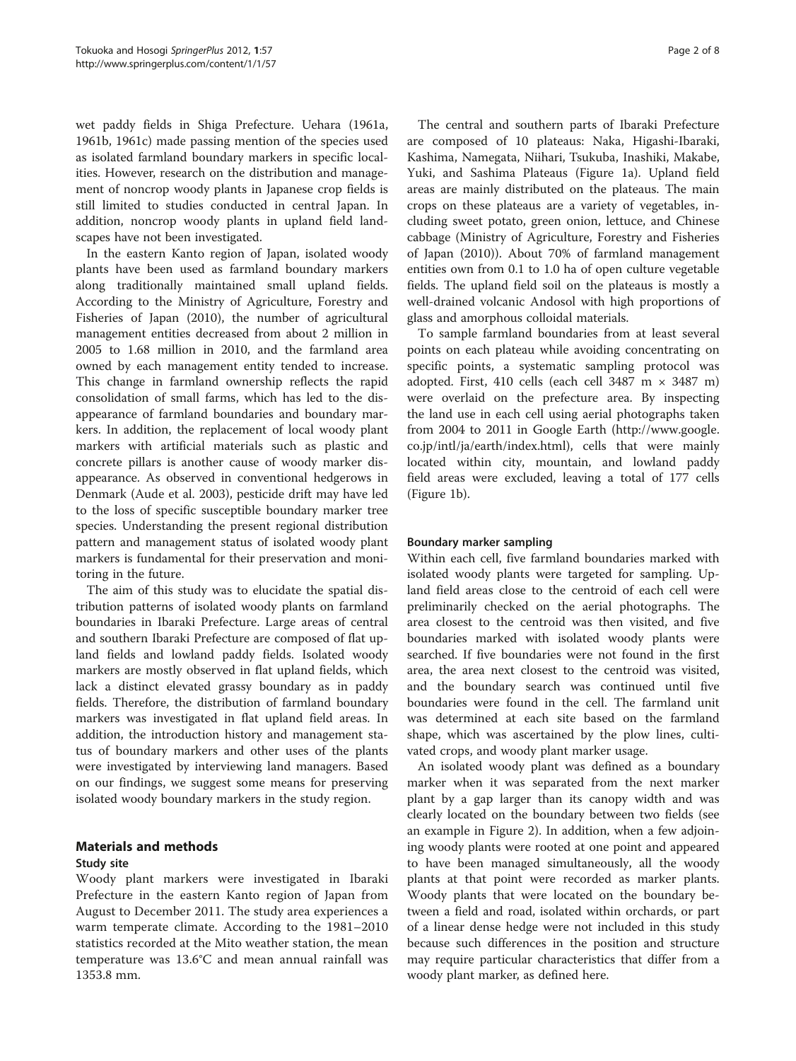wet paddy fields in Shiga Prefecture. Uehara (1961a, 1961b, 1961c) made passing mention of the species used as isolated farmland boundary markers in specific localities. However, research on the distribution and management of noncrop woody plants in Japanese crop fields is still limited to studies conducted in central Japan. In addition, noncrop woody plants in upland field landscapes have not been investigated.

In the eastern Kanto region of Japan, isolated woody plants have been used as farmland boundary markers along traditionally maintained small upland fields. According to the Ministry of Agriculture, Forestry and Fisheries of Japan (2010), the number of agricultural management entities decreased from about 2 million in 2005 to 1.68 million in 2010, and the farmland area owned by each management entity tended to increase. This change in farmland ownership reflects the rapid consolidation of small farms, which has led to the disappearance of farmland boundaries and boundary markers. In addition, the replacement of local woody plant markers with artificial materials such as plastic and concrete pillars is another cause of woody marker disappearance. As observed in conventional hedgerows in Denmark (Aude et al. 2003), pesticide drift may have led to the loss of specific susceptible boundary marker tree species. Understanding the present regional distribution pattern and management status of isolated woody plant markers is fundamental for their preservation and monitoring in the future.

The aim of this study was to elucidate the spatial distribution patterns of isolated woody plants on farmland boundaries in Ibaraki Prefecture. Large areas of central and southern Ibaraki Prefecture are composed of flat upland fields and lowland paddy fields. Isolated woody markers are mostly observed in flat upland fields, which lack a distinct elevated grassy boundary as in paddy fields. Therefore, the distribution of farmland boundary markers was investigated in flat upland field areas. In addition, the introduction history and management status of boundary markers and other uses of the plants were investigated by interviewing land managers. Based on our findings, we suggest some means for preserving isolated woody boundary markers in the study region.

## Materials and methods

### Study site

Woody plant markers were investigated in Ibaraki Prefecture in the eastern Kanto region of Japan from August to December 2011. The study area experiences a warm temperate climate. According to the 1981–2010 statistics recorded at the Mito weather station, the mean temperature was 13.6°C and mean annual rainfall was 1353.8 mm.

The central and southern parts of Ibaraki Prefecture are composed of 10 plateaus: Naka, Higashi-Ibaraki, Kashima, Namegata, Niihari, Tsukuba, Inashiki, Makabe, Yuki, and Sashima Plateaus (Figure 1a). Upland field areas are mainly distributed on the plateaus. The main crops on these plateaus are a variety of vegetables, including sweet potato, green onion, lettuce, and Chinese cabbage (Ministry of Agriculture, Forestry and Fisheries of Japan (2010)). About 70% of farmland management entities own from 0.1 to 1.0 ha of open culture vegetable fields. The upland field soil on the plateaus is mostly a well-drained volcanic Andosol with high proportions of glass and amorphous colloidal materials.

To sample farmland boundaries from at least several points on each plateau while avoiding concentrating on specific points, a systematic sampling protocol was adopted. First, 410 cells (each cell 3487 m × 3487 m) were overlaid on the prefecture area. By inspecting the land use in each cell using aerial photographs taken from 2004 to 2011 in Google Earth (http://www.google.co.jp/intl/ja/earth/index.html), cells that were mainly located within city, mountain, and lowland paddy field areas were excluded, leaving a total of 177 cells (Figure 1b).

### Boundary marker sampling

Within each cell, five farmland boundaries marked with isolated woody plants were targeted for sampling. Upland field areas close to the centroid of each cell were preliminarily checked on the aerial photographs. The area closest to the centroid was then visited, and five boundaries marked with isolated woody plants were searched. If five boundaries were not found in the first area, the area next closest to the centroid was visited, and the boundary search was continued until five boundaries were found in the cell. The farmland unit was determined at each site based on the farmland shape, which was ascertained by the plow lines, cultivated crops, and woody plant marker usage.

An isolated woody plant was defined as a boundary marker when it was separated from the next marker plant by a gap larger than its canopy width and was clearly located on the boundary between two fields (see an example in Figure 2). In addition, when a few adjoining woody plants were rooted at one point and appeared to have been managed simultaneously, all the woody plants at that point were recorded as marker plants. Woody plants that were located on the boundary between a field and road, isolated within orchards, or part of a linear dense hedge were not included in this study because such differences in the position and structure may require particular characteristics that differ from a woody plant marker, as defined here.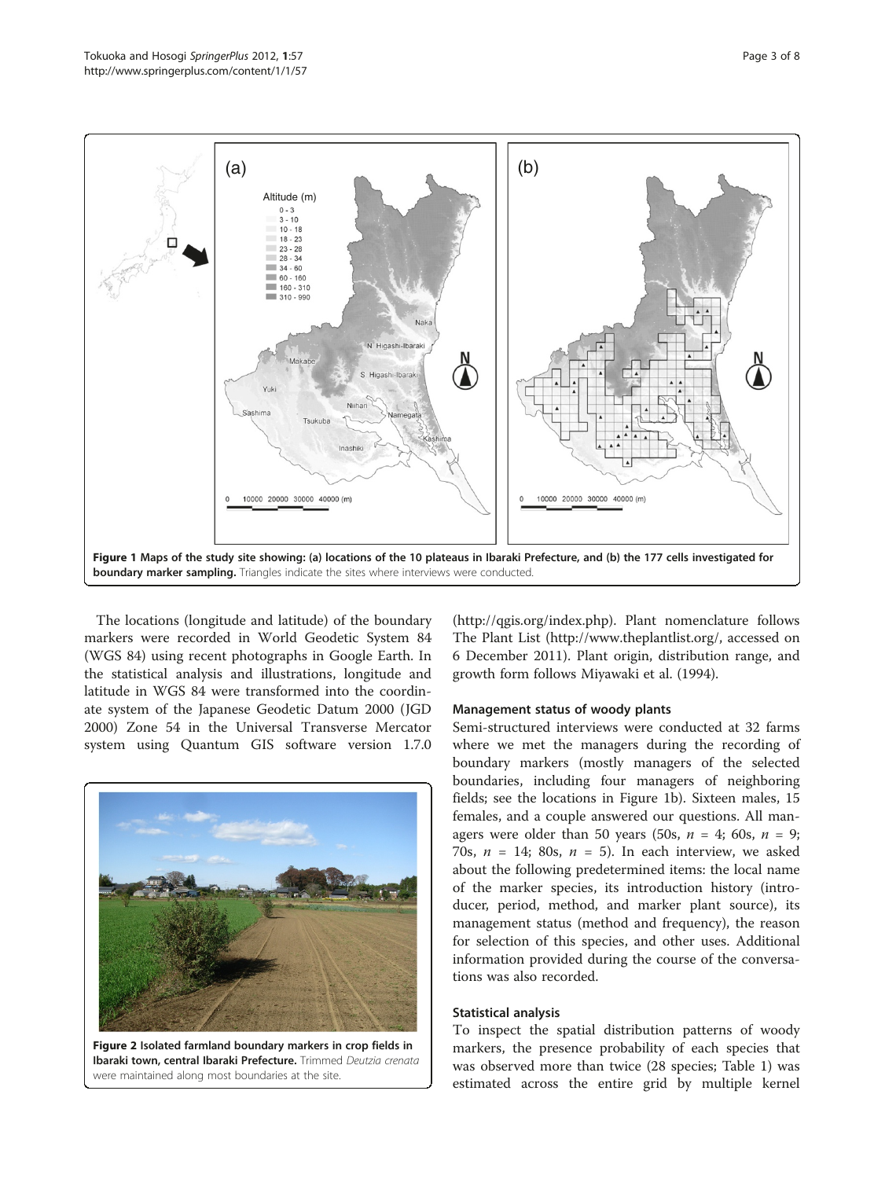Figure 1 Maps of the study site showing: (a) locations of the 10 plateaus in Ibaraki Prefecture, and (b) the 177 cells investigated for boundary marker sampling. Triangles indicate the sites where interviews were conducted.

The locations (longitude and latitude) of the boundary markers were recorded in World Geodetic System 84 (WGS 84) using recent photographs in Google Earth. In the statistical analysis and illustrations, longitude and latitude in WGS 84 were transformed into the coordinate system of the Japanese Geodetic Datum 2000 (JGD 2000) Zone 54 in the Universal Transverse Mercator system using Quantum GIS software version 1.7.0 (http://qgis.org/index.php). Plant nomenclature follows The Plant List (http://www.theplantlist.org/, accessed on 6 December 2011). Plant origin, distribution range, and growth form follows Miyawaki et al. (1994).

Figure 2 Isolated farmland boundary markers in crop fields in Ibaraki town, central Ibaraki Prefecture. Trimmed *Deutzia crenata* were maintained along most boundaries at the site.

### Management status of woody plants

Semi-structured interviews were conducted at 32 farms where we met the managers during the recording of boundary markers (mostly managers of the selected boundaries, including four managers of neighboring fields; see the locations in Figure 1b). Sixteen males, 15 females, and a couple answered our questions. All managers were older than 50 years (50s, $n$ = 4; 60s, $n$ = 9; 70s, $n$ = 14; 80s, $n$ = 5). In each interview, we asked about the following predetermined items: the local name of the marker species, its introduction history (introducer, period, method, and marker plant source), its management status (method and frequency), the reason for selection of this species, and other uses. Additional information provided during the course of the conversations was also recorded.

### Statistical analysis

To inspect the spatial distribution patterns of woody markers, the presence probability of each species that was observed more than twice (28 species; Table 1) was estimated across the entire grid by multiple kernel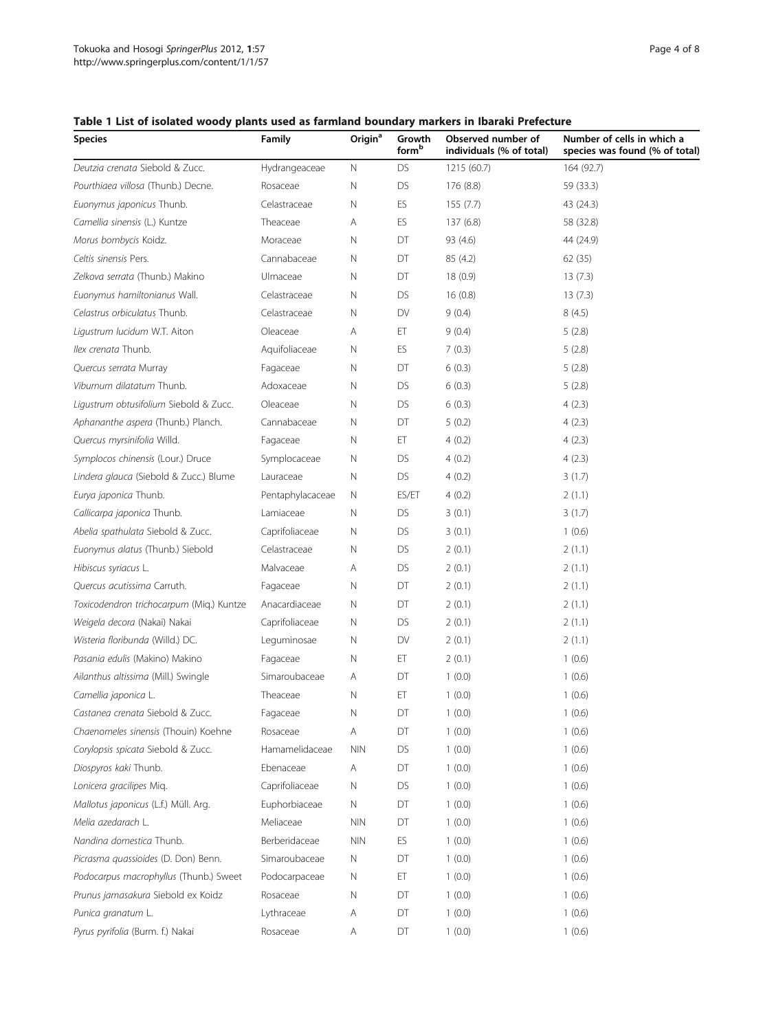**Table 1 List of isolated woody plants used as farmland boundary markers in Ibaraki Prefecture**

| Species | Family | Origin[a] | Growth form[b] | Observed number of individuals (% of total) | Number of cells in which a species was found (% of total) |
|---|---|---|---|---|---|
| *Deutzia crenata* Siebold & Zucc. | Hydrangeaceae | N | DS | 1215 (60.7) | 164 (92.7) |
| *Pourthiaea villosa* (Thunb.) Decne. | Rosaceae | N | DS | 176 (8.8) | 59 (33.3) |
| *Euonymus japonicus* Thunb. | Celastraceae | N | ES | 155 (7.7) | 43 (24.3) |
| *Camellia sinensis* (L.) Kuntze | Theaceae | A | ES | 137 (6.8) | 58 (32.8) |
| *Morus bombycis* Koidz. | Moraceae | N | DT | 93 (4.6) | 44 (24.9) |
| *Celtis sinensis* Pers. | Cannabaceae | N | DT | 85 (4.2) | 62 (35) |
| *Zelkova serrata* (Thunb.) Makino | Ulmaceae | N | DT | 18 (0.9) | 13 (7.3) |
| *Euonymus hamiltonianus* Wall. | Celastraceae | N | DS | 16 (0.8) | 13 (7.3) |
| *Celastrus orbiculatus* Thunb. | Celastraceae | N | DV | 9 (0.4) | 8 (4.5) |
| *Ligustrum lucidum* W.T. Aiton | Oleaceae | A | ET | 9 (0.4) | 5 (2.8) |
| *Ilex crenata* Thunb. | Aquifoliaceae | N | ES | 7 (0.3) | 5 (2.8) |
| *Quercus serrata* Murray | Fagaceae | N | DT | 6 (0.3) | 5 (2.8) |
| *Viburnum dilatatum* Thunb. | Adoxaceae | N | DS | 6 (0.3) | 5 (2.8) |
| *Ligustrum obtusifolium* Siebold & Zucc. | Oleaceae | N | DS | 6 (0.3) | 4 (2.3) |
| *Aphananthe aspera* (Thunb.) Planch. | Cannabaceae | N | DT | 5 (0.2) | 4 (2.3) |
| *Quercus myrsinifolia* Willd. | Fagaceae | N | ET | 4 (0.2) | 4 (2.3) |
| *Symplocos chinensis* (Lour.) Druce | Symplocaceae | N | DS | 4 (0.2) | 4 (2.3) |
| *Lindera glauca* (Siebold & Zucc.) Blume | Lauraceae | N | DS | 4 (0.2) | 3 (1.7) |
| *Eurya japonica* Thunb. | Pentaphylacaceae | N | ES/ET | 4 (0.2) | 2 (1.1) |
| *Callicarpa japonica* Thunb. | Lamiaceae | N | DS | 3 (0.1) | 3 (1.7) |
| *Abelia spathulata* Siebold & Zucc. | Caprifoliaceae | N | DS | 3 (0.1) | 1 (0.6) |
| *Euonymus alatus* (Thunb.) Siebold | Celastraceae | N | DS | 2 (0.1) | 2 (1.1) |
| *Hibiscus syriacus* L. | Malvaceae | A | DS | 2 (0.1) | 2 (1.1) |
| *Quercus acutissima* Carruth. | Fagaceae | N | DT | 2 (0.1) | 2 (1.1) |
| *Toxicodendron trichocarpum* (Miq.) Kuntze | Anacardiaceae | N | DT | 2 (0.1) | 2 (1.1) |
| *Weigela decora* (Nakai) Nakai | Caprifoliaceae | N | DS | 2 (0.1) | 2 (1.1) |
| *Wisteria floribunda* (Willd.) DC. | Leguminosae | N | DV | 2 (0.1) | 2 (1.1) |
| *Pasania edulis* (Makino) Makino | Fagaceae | N | ET | 2 (0.1) | 1 (0.6) |
| *Ailanthus altissima* (Mill.) Swingle | Simaroubaceae | A | DT | 1 (0.0) | 1 (0.6) |
| *Camellia japonica* L. | Theaceae | N | ET | 1 (0.0) | 1 (0.6) |
| *Castanea crenata* Siebold & Zucc. | Fagaceae | N | DT | 1 (0.0) | 1 (0.6) |
| *Chaenomeles sinensis* (Thouin) Koehne | Rosaceae | A | DT | 1 (0.0) | 1 (0.6) |
| *Corylopsis spicata* Siebold & Zucc. | Hamamelidaceae | NIN | DS | 1 (0.0) | 1 (0.6) |
| *Diospyros kaki* Thunb. | Ebenaceae | A | DT | 1 (0.0) | 1 (0.6) |
| *Lonicera gracilipes* Miq. | Caprifoliaceae | N | DS | 1 (0.0) | 1 (0.6) |
| *Mallotus japonicus* (L.f.) Müll. Arg. | Euphorbiaceae | N | DT | 1 (0.0) | 1 (0.6) |
| *Melia azedarach* L. | Meliaceae | NIN | DT | 1 (0.0) | 1 (0.6) |
| *Nandina domestica* Thunb. | Berberidaceae | NIN | ES | 1 (0.0) | 1 (0.6) |
| *Picrasma quassioides* (D. Don) Benn. | Simaroubaceae | N | DT | 1 (0.0) | 1 (0.6) |
| *Podocarpus macrophyllus* (Thunb.) Sweet | Podocarpaceae | N | ET | 1 (0.0) | 1 (0.6) |
| *Prunus jamasakura* Siebold ex Koidz | Rosaceae | N | DT | 1 (0.0) | 1 (0.6) |
| *Punica granatum* L. | Lythraceae | A | DT | 1 (0.0) | 1 (0.6) |
| *Pyrus pyrifolia* (Burm. f.) Nakai | Rosaceae | A | DT | 1 (0.0) | 1 (0.6) |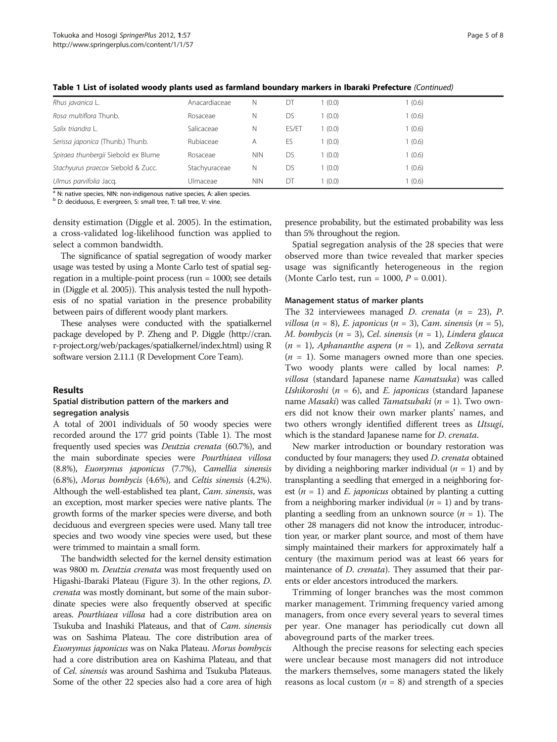**Table 1 List of isolated woody plants used as farmland boundary markers in Ibaraki Prefecture** *(Continued)*

| | | | | | |
|---|---|---|---|---|---|
| *Rhus javanica* L. | Anacardiaceae | N | DT | 1 (0.0) | 1 (0.6) |
| *Rosa multiflora* Thunb. | Rosaceae | N | DS | 1 (0.0) | 1 (0.6) |
| *Salix triandra* L. | Salicaceae | N | ES/ET | 1 (0.0) | 1 (0.6) |
| *Serissa japonica* (Thunb.) Thunb. | Rubiaceae | A | ES | 1 (0.0) | 1 (0.6) |
| *Spiraea thunbergii* Siebold ex Blume | Rosaceae | NIN | DS | 1 (0.0) | 1 (0.6) |
| *Stachyurus praecox* Siebold & Zucc. | Stachyuraceae | N | DS | 1 (0.0) | 1 (0.6) |
| *Ulmus parvifolia* Jacq. | Ulmaceae | NIN | DT | 1 (0.0) | 1 (0.6) |

[a] N: native species, NIN: non-indigenous native species, A: alien species.
[b] D: deciduous, E: evergreen, S: small tree, T: tall tree, V: vine.

density estimation (Diggle et al. 2005). In the estimation, a cross-validated log-likelihood function was applied to select a common bandwidth.

The significance of spatial segregation of woody marker usage was tested by using a Monte Carlo test of spatial segregation in a multiple-point process (run = 1000; see details in (Diggle et al. 2005)). This analysis tested the null hypothesis of no spatial variation in the presence probability between pairs of different woody plant markers.

These analyses were conducted with the spatialkernel package developed by P. Zheng and P. Diggle (http://cran.r-project.org/web/packages/spatialkernel/index.html) using R software version 2.11.1 (R Development Core Team).

## Results

### Spatial distribution pattern of the markers and segregation analysis

A total of 2001 individuals of 50 woody species were recorded around the 177 grid points (Table 1). The most frequently used species was *Deutzia crenata* (60.7%), and the main subordinate species were *Pourthiaea villosa* (8.8%), *Euonymus japonicus* (7.7%), *Camellia sinensis* (6.8%), *Morus bombycis* (4.6%), and *Celtis sinensis* (4.2%). Although the well-established tea plant, *Cam. sinensis*, was an exception, most marker species were native plants. The growth forms of the marker species were diverse, and both deciduous and evergreen species were used. Many tall tree species and two woody vine species were used, but these were trimmed to maintain a small form.

The bandwidth selected for the kernel density estimation was 9800 m. *Deutzia crenata* was most frequently used on Higashi-Ibaraki Plateau (Figure 3). In the other regions, *D. crenata* was mostly dominant, but some of the main subordinate species were also frequently observed at specific areas. *Pourthiaea villosa* had a core distribution area on Tsukuba and Inashiki Plateaus, and that of *Cam. sinensis* was on Sashima Plateau. The core distribution area of *Euonymus japonicus* was on Naka Plateau. *Morus bombycis* had a core distribution area on Kashima Plateau, and that of *Cel. sinensis* was around Sashima and Tsukuba Plateaus. Some of the other 22 species also had a core area of high presence probability, but the estimated probability was less than 5% throughout the region.

Spatial segregation analysis of the 28 species that were observed more than twice revealed that marker species usage was significantly heterogeneous in the region (Monte Carlo test, run = 1000, $P = 0.001$).

### Management status of marker plants

The 32 interviewees managed *D. crenata* ($n = 23$), *P. villosa* ($n = 8$), *E. japonicus* ($n = 3$), *Cam. sinensis* ($n = 5$), *M. bombycis* ($n = 3$), *Cel. sinensis* ($n = 1$), *Lindera glauca* ($n = 1$), *Aphananthe aspera* ($n = 1$), and *Zelkova serrata* ($n = 1$). Some managers owned more than one species. Two woody plants were called by local names: *P. villosa* (standard Japanese name *Kamatsuka*) was called *Ushikoroshi* ($n = 6$), and *E. japonicus* (standard Japanese name *Masaki*) was called *Tamatsubaki* ($n = 1$). Two owners did not know their own marker plants' names, and two others wrongly identified different trees as *Utsugi*, which is the standard Japanese name for *D. crenata*.

New marker introduction or boundary restoration was conducted by four managers; they used *D. crenata* obtained by dividing a neighboring marker individual ($n = 1$) and by transplanting a seedling that emerged in a neighboring forest ($n = 1$) and *E. japonicus* obtained by planting a cutting from a neighboring marker individual ($n = 1$) and by transplanting a seedling from an unknown source ($n = 1$). The other 28 managers did not know the introducer, introduction year, or marker plant source, and most of them have simply maintained their markers for approximately half a century (the maximum period was at least 66 years for maintenance of *D. crenata*). They assumed that their parents or elder ancestors introduced the markers.

Trimming of longer branches was the most common marker management. Trimming frequency varied among managers, from once every several years to several times per year. One manager has periodically cut down all aboveground parts of the marker trees.

Although the precise reasons for selecting each species were unclear because most managers did not introduce the markers themselves, some managers stated the likely reasons as local custom ($n = 8$) and strength of a species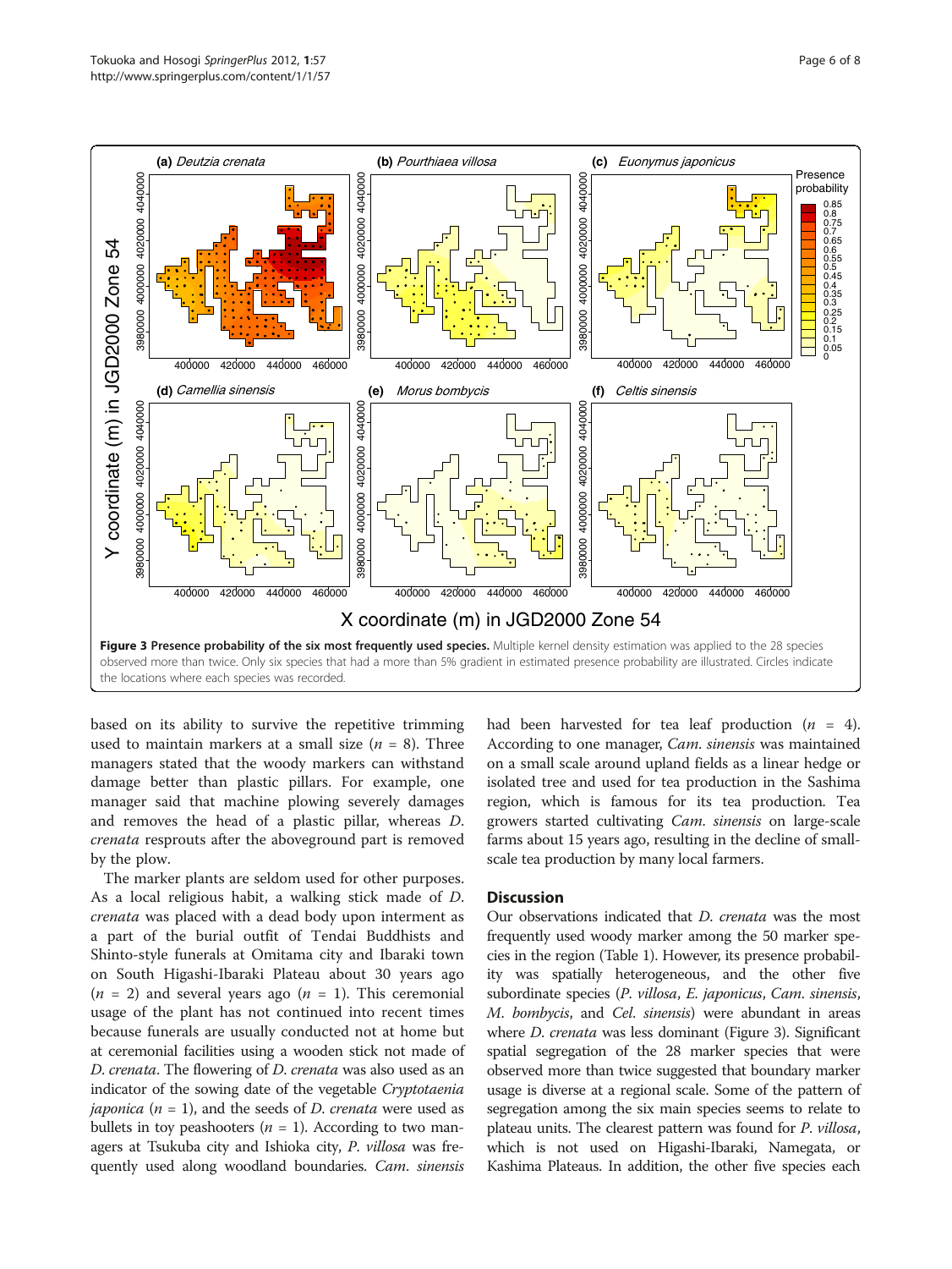**Figure 3 Presence probability of the six most frequently used species.** Multiple kernel density estimation was applied to the 28 species observed more than twice. Only six species that had a more than 5% gradient in estimated presence probability are illustrated. Circles indicate the locations where each species was recorded.

based on its ability to survive the repetitive trimming used to maintain markers at a small size ($n$ = 8). Three managers stated that the woody markers can withstand damage better than plastic pillars. For example, one manager said that machine plowing severely damages and removes the head of a plastic pillar, whereas *D. crenata* resprouts after the aboveground part is removed by the plow.

The marker plants are seldom used for other purposes. As a local religious habit, a walking stick made of *D. crenata* was placed with a dead body upon interment as a part of the burial outfit of Tendai Buddhists and Shinto-style funerals at Omitama city and Ibaraki town on South Higashi-Ibaraki Plateau about 30 years ago ($n$ = 2) and several years ago ($n$ = 1). This ceremonial usage of the plant has not continued into recent times because funerals are usually conducted not at home but at ceremonial facilities using a wooden stick not made of *D. crenata*. The flowering of *D. crenata* was also used as an indicator of the sowing date of the vegetable *Cryptotaenia japonica* ($n$ = 1), and the seeds of *D. crenata* were used as bullets in toy peashooters ($n$ = 1). According to two managers at Tsukuba city and Ishioka city, *P. villosa* was frequently used along woodland boundaries. *Cam. sinensis* had been harvested for tea leaf production ($n$ = 4). According to one manager, *Cam. sinensis* was maintained on a small scale around upland fields as a linear hedge or isolated tree and used for tea production in the Sashima region, which is famous for its tea production. Tea growers started cultivating *Cam. sinensis* on large-scale farms about 15 years ago, resulting in the decline of small-scale tea production by many local farmers.

## Discussion

Our observations indicated that *D. crenata* was the most frequently used woody marker among the 50 marker species in the region (Table 1). However, its presence probability was spatially heterogeneous, and the other five subordinate species (*P. villosa*, *E. japonicus*, *Cam. sinensis*, *M. bombycis*, and *Cel. sinensis*) were abundant in areas where *D. crenata* was less dominant (Figure 3). Significant spatial segregation of the 28 marker species that were observed more than twice suggested that boundary marker usage is diverse at a regional scale. Some of the pattern of segregation among the six main species seems to relate to plateau units. The clearest pattern was found for *P. villosa*, which is not used on Higashi-Ibaraki, Namegata, or Kashima Plateaus. In addition, the other five species each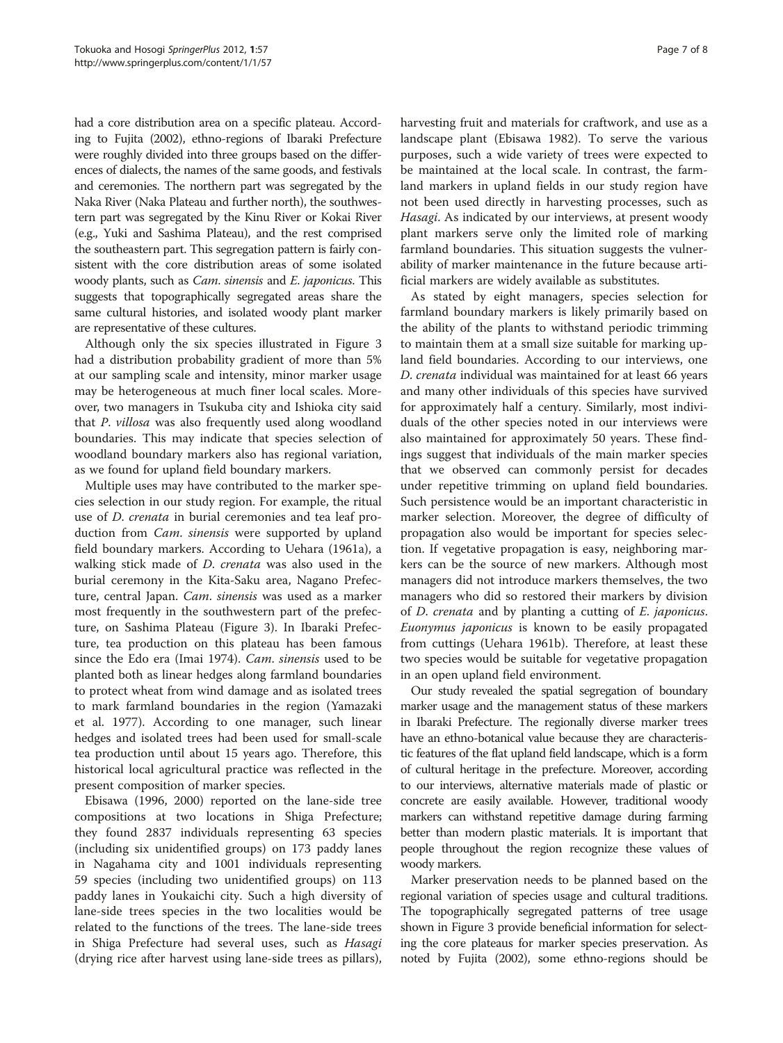had a core distribution area on a specific plateau. According to Fujita (2002), ethno-regions of Ibaraki Prefecture were roughly divided into three groups based on the differences of dialects, the names of the same goods, and festivals and ceremonies. The northern part was segregated by the Naka River (Naka Plateau and further north), the southwestern part was segregated by the Kinu River or Kokai River (e.g., Yuki and Sashima Plateau), and the rest comprised the southeastern part. This segregation pattern is fairly consistent with the core distribution areas of some isolated woody plants, such as *Cam. sinensis* and *E. japonicus*. This suggests that topographically segregated areas share the same cultural histories, and isolated woody plant marker are representative of these cultures.

Although only the six species illustrated in Figure 3 had a distribution probability gradient of more than 5% at our sampling scale and intensity, minor marker usage may be heterogeneous at much finer local scales. Moreover, two managers in Tsukuba city and Ishioka city said that *P. villosa* was also frequently used along woodland boundaries. This may indicate that species selection of woodland boundary markers also has regional variation, as we found for upland field boundary markers.

Multiple uses may have contributed to the marker species selection in our study region. For example, the ritual use of *D. crenata* in burial ceremonies and tea leaf production from *Cam. sinensis* were supported by upland field boundary markers. According to Uehara (1961a), a walking stick made of *D. crenata* was also used in the burial ceremony in the Kita-Saku area, Nagano Prefecture, central Japan. *Cam. sinensis* was used as a marker most frequently in the southwestern part of the prefecture, on Sashima Plateau (Figure 3). In Ibaraki Prefecture, tea production on this plateau has been famous since the Edo era (Imai 1974). *Cam. sinensis* used to be planted both as linear hedges along farmland boundaries to protect wheat from wind damage and as isolated trees to mark farmland boundaries in the region (Yamazaki et al. 1977). According to one manager, such linear hedges and isolated trees had been used for small-scale tea production until about 15 years ago. Therefore, this historical local agricultural practice was reflected in the present composition of marker species.

Ebisawa (1996, 2000) reported on the lane-side tree compositions at two locations in Shiga Prefecture; they found 2837 individuals representing 63 species (including six unidentified groups) on 173 paddy lanes in Nagahama city and 1001 individuals representing 59 species (including two unidentified groups) on 113 paddy lanes in Youkaichi city. Such a high diversity of lane-side trees species in the two localities would be related to the functions of the trees. The lane-side trees in Shiga Prefecture had several uses, such as *Hasagi* (drying rice after harvest using lane-side trees as pillars), harvesting fruit and materials for craftwork, and use as a landscape plant (Ebisawa 1982). To serve the various purposes, such a wide variety of trees were expected to be maintained at the local scale. In contrast, the farmland markers in upland fields in our study region have not been used directly in harvesting processes, such as *Hasagi*. As indicated by our interviews, at present woody plant markers serve only the limited role of marking farmland boundaries. This situation suggests the vulnerability of marker maintenance in the future because artificial markers are widely available as substitutes.

As stated by eight managers, species selection for farmland boundary markers is likely primarily based on the ability of the plants to withstand periodic trimming to maintain them at a small size suitable for marking upland field boundaries. According to our interviews, one *D. crenata* individual was maintained for at least 66 years and many other individuals of this species have survived for approximately half a century. Similarly, most individuals of the other species noted in our interviews were also maintained for approximately 50 years. These findings suggest that individuals of the main marker species that we observed can commonly persist for decades under repetitive trimming on upland field boundaries. Such persistence would be an important characteristic in marker selection. Moreover, the degree of difficulty of propagation also would be important for species selection. If vegetative propagation is easy, neighboring markers can be the source of new markers. Although most managers did not introduce markers themselves, the two managers who did so restored their markers by division of *D. crenata* and by planting a cutting of *E. japonicus*. *Euonymus japonicus* is known to be easily propagated from cuttings (Uehara 1961b). Therefore, at least these two species would be suitable for vegetative propagation in an open upland field environment.

Our study revealed the spatial segregation of boundary marker usage and the management status of these markers in Ibaraki Prefecture. The regionally diverse marker trees have an ethno-botanical value because they are characteristic features of the flat upland field landscape, which is a form of cultural heritage in the prefecture. Moreover, according to our interviews, alternative materials made of plastic or concrete are easily available. However, traditional woody markers can withstand repetitive damage during farming better than modern plastic materials. It is important that people throughout the region recognize these values of woody markers.

Marker preservation needs to be planned based on the regional variation of species usage and cultural traditions. The topographically segregated patterns of tree usage shown in Figure 3 provide beneficial information for selecting the core plateaus for marker species preservation. As noted by Fujita (2002), some ethno-regions should be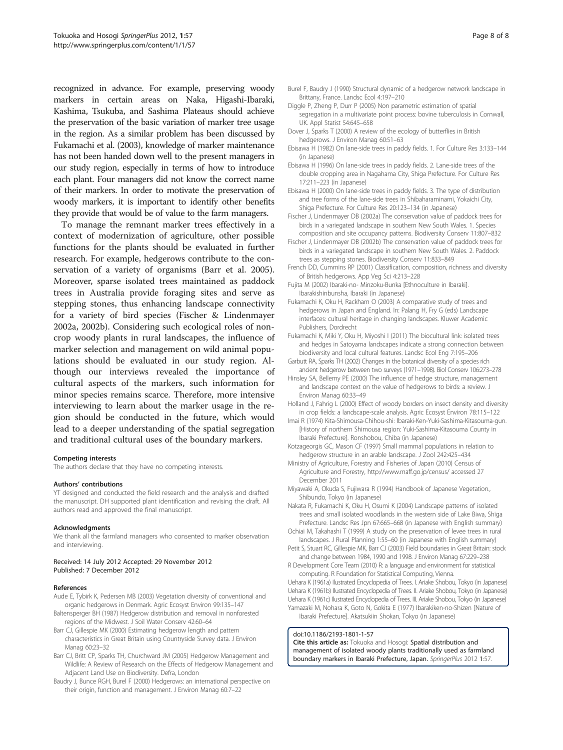recognized in advance. For example, preserving woody markers in certain areas on Naka, Higashi-Ibaraki, Kashima, Tsukuba, and Sashima Plateaus should achieve the preservation of the basic variation of marker tree usage in the region. As a similar problem has been discussed by Fukamachi et al. (2003), knowledge of marker maintenance has not been handed down well to the present managers in our study region, especially in terms of how to introduce each plant. Four managers did not know the correct name of their markers. In order to motivate the preservation of woody markers, it is important to identify other benefits they provide that would be of value to the farm managers.

To manage the remnant marker trees effectively in a context of modernization of agriculture, other possible functions for the plants should be evaluated in further research. For example, hedgerows contribute to the conservation of a variety of organisms (Barr et al. 2005). Moreover, sparse isolated trees maintained as paddock trees in Australia provide foraging sites and serve as stepping stones, thus enhancing landscape connectivity for a variety of bird species (Fischer & Lindenmayer 2002a, 2002b). Considering such ecological roles of non-crop woody plants in rural landscapes, the influence of marker selection and management on wild animal populations should be evaluated in our study region. Although our interviews revealed the importance of cultural aspects of the markers, such information for minor species remains scarce. Therefore, more intensive interviewing to learn about the marker usage in the region should be conducted in the future, which would lead to a deeper understanding of the spatial segregation and traditional cultural uses of the boundary markers.

#### Competing interests
The authors declare that they have no competing interests.

#### Authors' contributions
YT designed and conducted the field research and the analysis and drafted the manuscript. DH supported plant identification and revising the draft. All authors read and approved the final manuscript.

#### Acknowledgments
We thank all the farmland managers who consented to marker observation and interviewing.

Received: 14 July 2012 Accepted: 29 November 2012
Published: 7 December 2012

#### References
- Aude E, Tybirk K, Pedersen MB (2003) Vegetation diversity of conventional and organic hedgerows in Denmark. Agric Ecosyst Environ 99:135–147
- Baltensperger BH (1987) Hedgerow distribution and removal in nonforested regions of the Midwest. J Soil Water Conserv 42:60–64
- Barr CJ, Gillespie MK (2000) Estimating hedgerow length and pattern characteristics in Great Britain using Countryside Survey data. J Environ Manag 60:23–32
- Barr CJ, Britt CP, Sparks TH, Churchward JM (2005) Hedgerow Management and Wildlife: A Review of Research on the Effects of Hedgerow Management and Adjacent Land Use on Biodiversity. Defra, London
- Baudry J, Bunce RGH, Burel F (2000) Hedgerows: an international perspective on their origin, function and management. J Environ Manag 60:7–22
- Burel F, Baudry J (1990) Structural dynamic of a hedgerow network landscape in Brittany, France. Landsc Ecol 4:197–210
- Diggle P, Zheng P, Durr P (2005) Non parametric estimation of spatial segregation in a multivariate point process: bovine tuberculosis in Cornwall, UK. Appl Statist 54:645–658
- Dover J, Sparks T (2000) A review of the ecology of butterflies in British hedgerows. J Environ Manag 60:51–63
- Ebisawa H (1982) On lane-side trees in paddy fields. 1. For Culture Res 3:133–144 (in Japanese)
- Ebisawa H (1996) On lane-side trees in paddy fields. 2. Lane-side trees of the double cropping area in Nagahama City, Shiga Prefecture. For Culture Res 17:211–223 (in Japanese)
- Ebisawa H (2000) On lane-side trees in paddy fields. 3. The type of distribution and tree forms of the lane-side trees in Shibaharaminami, Yokaichi City, Shiga Prefecture. For Culture Res 20:123–134 (in Japanese)
- Fischer J, Lindenmayer DB (2002a) The conservation value of paddock trees for birds in a variegated landscape in southern New South Wales. 1. Species composition and site occupancy patterns. Biodiversity Conserv 11:807–832
- Fischer J, Lindenmayer DB (2002b) The conservation value of paddock trees for birds in a variegated landscape in southern New South Wales. 2. Paddock trees as stepping stones. Biodiversity Conserv 11:833–849
- French DD, Cummins RP (2001) Classification, composition, richness and diversity of British hedgerows. App Veg Sci 4:213–228
- Fujita M (2002) Ibaraki-no- Minzoku-Bunka [Ethnoculture in Ibaraki]. Ibarakishinbunsha, Ibaraki (in Japanese)
- Fukamachi K, Oku H, Rackham O (2003) A comparative study of trees and hedgerows in Japan and England. In: Palang H, Fry G (eds) Landscape interfaces: cultural heritage in changing landscapes. Kluwer Academic Publishers, Dordrecht
- Fukamachi K, Miki Y, Oku H, Miyoshi I (2011) The biocultural link: isolated trees and hedges in Satoyama landscapes indicate a strong connection between biodiversity and local cultural features. Landsc Ecol Eng 7:195–206
- Garbutt RA, Sparks TH (2002) Changes in the botanical diversity of a species rich ancient hedgerow between two surveys (1971–1998). Biol Conserv 106:273–278
- Hinsley SA, Bellemy PE (2000) The influence of hedge structure, management and landscape context on the value of hedgerows to birds: a review. J Environ Manag 60:33–49
- Holland J, Fahrig L (2000) Effect of woody borders on insect density and diversity in crop fields: a landscape-scale analysis. Agric Ecosyst Environ 78:115–122
- Imai R (1974) Kita-Shimousa-Chihou-shi: Ibaraki-Ken-Yuki-Sashima-Kitasouma-gun. [History of northern Shimousa region: Yuki-Sashima-Kitasouma County in Ibaraki Prefecture]. Ronshobou, Chiba (in Japanese)
- Kotzageorgis GC, Mason CF (1997) Small mammal populations in relation to hedgerow structure in an arable landscape. J Zool 242:425–434
- Ministry of Agriculture, Forestry and Fisheries of Japan (2010) Census of Agriculture and Forestry, http://www.maff.go.jp/census/ accessed 27 December 2011
- Miyawaki A, Okuda S, Fujiwara R (1994) Handbook of Japanese Vegetation., Shibundo, Tokyo (in Japanese)
- Nakata R, Fukamachi K, Oku H, Osumi K (2004) Landscape patterns of isolated trees and small isolated woodlands in the western side of Lake Biwa, Shiga Prefecture. Landsc Res Jpn 67:665–668 (in Japanese with English summary)
- Ochiai M, Takahashi T (1999) A study on the preservation of levee trees in rural landscapes. J Rural Planning 1:55–60 (in Japanese with English summary)
- Petit S, Stuart RC, Gillespie MK, Barr CJ (2003) Field boundaries in Great Britain: stock and change between 1984, 1990 and 1998. J Environ Manag 67:229–238
- R Development Core Team (2010) R: a language and environment for statistical computing. R Foundation for Statistical Computing, Vienna.
- Uehara K (1961a) Ilustrated Encyclopedia of Trees. I. Ariake Shobou, Tokyo (in Japanese)
- Uehara K (1961b) Ilustrated Encyclopedia of Trees. II. Ariake Shobou, Tokyo (in Japanese)
- Uehara K (1961c) Ilustrated Encyclopedia of Trees. III. Ariake Shobou, Tokyo (in Japanese)
- Yamazaki M, Nohara K, Goto N, Gokita E (1977) Ibarakiken-no-Shizen [Nature of Ibaraki Prefecture]. Akatsukiin Shokan, Tokyo (in Japanese)

doi:10.1186/2193-1801-1-57

**Cite this article as:** Tokuoka and Hosogi: Spatial distribution and management of isolated woody plants traditionally used as farmland boundary markers in Ibaraki Prefecture, Japan. *SpringerPlus* 2012 **1**:57.